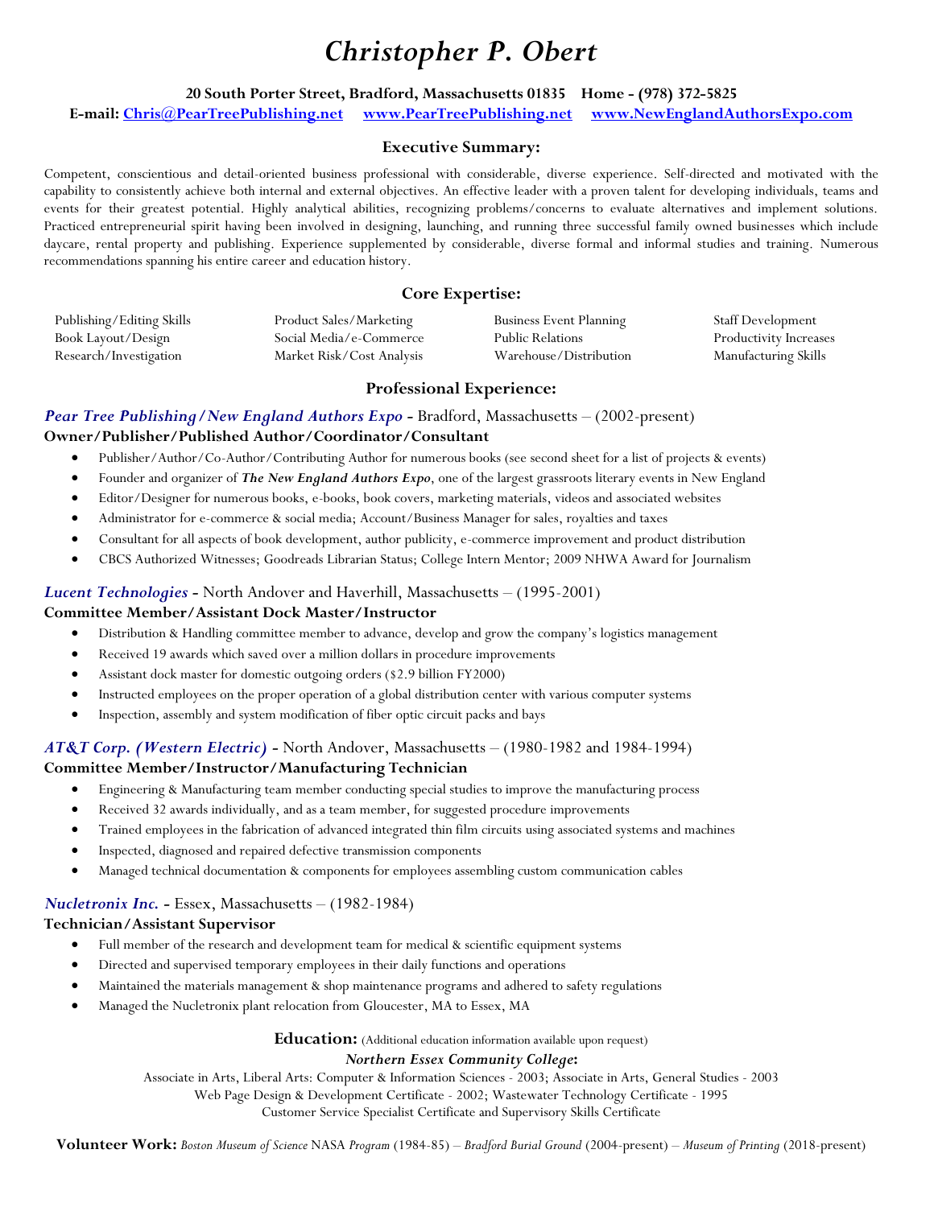# *Christopher P. Obert*

**20 South Porter Street, Bradford, Massachusetts 01835 Home - (978) 372-5825**

**E-mail: Chris@PearTreePublishing.net www.PearTreePublishing.net www.NewEnglandAuthorsExpo.com**

## Executive Summary:

Competent, conscientious and detail-oriented business professional with considerable, diverse experience. Self-directed and motivated with the capability to consistently achieve both internal and external objectives. An effective leader with a proven talent for developing individuals, teams and events for their greatest potential. Highly analytical abilities, recognizing problems/concerns to evaluate alternatives and implement solutions. Practiced entrepreneurial spirit having been involved in designing, launching, and running three successful family owned businesses which include daycare, rental property and publishing. Experience supplemented by considerable, diverse formal and informal studies and training. Numerous recommendations spanning his entire career and education history.

## Core Expertise:

| | | | |
|---|---|---|---|
| Publishing/Editing Skills | Product Sales/Marketing | Business Event Planning | Staff Development |
| Book Layout/Design | Social Media/e-Commerce | Public Relations | Productivity Increases |
| Research/Investigation | Market Risk/Cost Analysis | Warehouse/Distribution | Manufacturing Skills |

## Professional Experience:

***Pear Tree Publishing/New England Authors Expo*** **-** Bradford, Massachusetts – (2002-present)
**Owner/Publisher/Published Author/Coordinator/Consultant**

- Publisher/Author/Co-Author/Contributing Author for numerous books (see second sheet for a list of projects & events)
- Founder and organizer of ***The New England Authors Expo***, one of the largest grassroots literary events in New England
- Editor/Designer for numerous books, e-books, book covers, marketing materials, videos and associated websites
- Administrator for e-commerce & social media; Account/Business Manager for sales, royalties and taxes
- Consultant for all aspects of book development, author publicity, e-commerce improvement and product distribution
- CBCS Authorized Witnesses; Goodreads Librarian Status; College Intern Mentor; 2009 NHWA Award for Journalism

***Lucent Technologies*** **-** North Andover and Haverhill, Massachusetts – (1995-2001)
**Committee Member/Assistant Dock Master/Instructor**

- Distribution & Handling committee member to advance, develop and grow the company's logistics management
- Received 19 awards which saved over a million dollars in procedure improvements
- Assistant dock master for domestic outgoing orders ($2.9 billion FY2000)
- Instructed employees on the proper operation of a global distribution center with various computer systems
- Inspection, assembly and system modification of fiber optic circuit packs and bays

***AT&T Corp. (Western Electric)*** **-** North Andover, Massachusetts – (1980-1982 and 1984-1994)
**Committee Member/Instructor/Manufacturing Technician**

- Engineering & Manufacturing team member conducting special studies to improve the manufacturing process
- Received 32 awards individually, and as a team member, for suggested procedure improvements
- Trained employees in the fabrication of advanced integrated thin film circuits using associated systems and machines
- Inspected, diagnosed and repaired defective transmission components
- Managed technical documentation & components for employees assembling custom communication cables

***Nucletronix Inc.*** **-** Essex, Massachusetts – (1982-1984)
**Technician/Assistant Supervisor**

- Full member of the research and development team for medical & scientific equipment systems
- Directed and supervised temporary employees in their daily functions and operations
- Maintained the materials management & shop maintenance programs and adhered to safety regulations
- Managed the Nucletronix plant relocation from Gloucester, MA to Essex, MA

## Education: (Additional education information available upon request)

***Northern Essex Community College*:**

Associate in Arts, Liberal Arts: Computer & Information Sciences - 2003; Associate in Arts, General Studies - 2003
Web Page Design & Development Certificate - 2002; Wastewater Technology Certificate - 1995
Customer Service Specialist Certificate and Supervisory Skills Certificate

**Volunteer Work:** *Boston Museum of Science* NASA *Program* (1984-85) – *Bradford Burial Ground* (2004-present) – *Museum of Printing* (2018-present)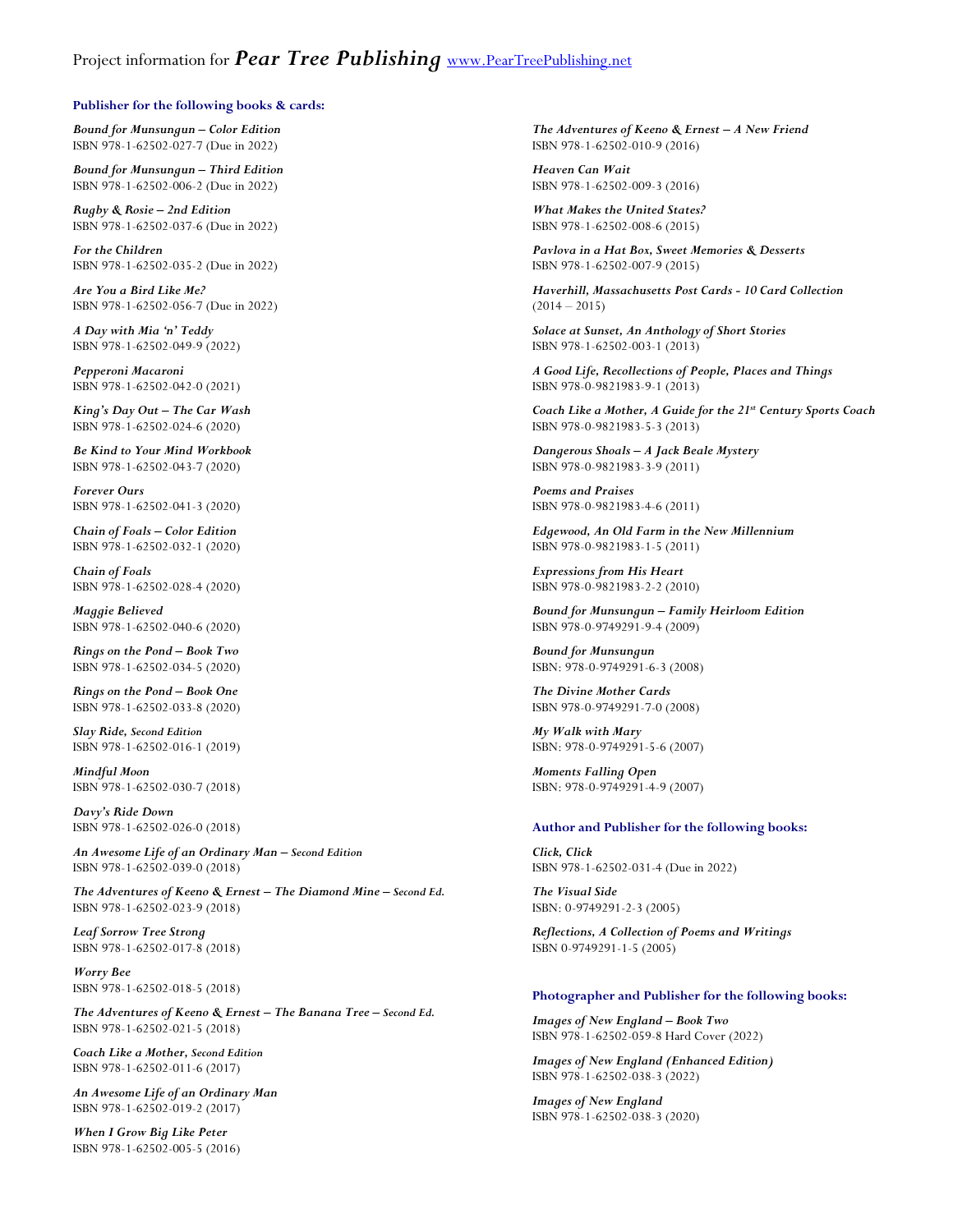# Project information for *Pear Tree Publishing* [www.PearTreePublishing.net](http://www.PearTreePublishing.net)

### Publisher for the following books & cards:

***Bound for Munsungun – Color Edition***
ISBN 978-1-62502-027-7 (Due in 2022)

***Bound for Munsungun – Third Edition***
ISBN 978-1-62502-006-2 (Due in 2022)

***Rugby & Rosie – 2nd Edition***
ISBN 978-1-62502-037-6 (Due in 2022)

***For the Children***
ISBN 978-1-62502-035-2 (Due in 2022)

***Are You a Bird Like Me?***
ISBN 978-1-62502-056-7 (Due in 2022)

***A Day with Mia 'n' Teddy***
ISBN 978-1-62502-049-9 (2022)

***Pepperoni Macaroni***
ISBN 978-1-62502-042-0 (2021)

***King's Day Out – The Car Wash***
ISBN 978-1-62502-024-6 (2020)

***Be Kind to Your Mind Workbook***
ISBN 978-1-62502-043-7 (2020)

***Forever Ours***
ISBN 978-1-62502-041-3 (2020)

***Chain of Foals – Color Edition***
ISBN 978-1-62502-032-1 (2020)

***Chain of Foals***
ISBN 978-1-62502-028-4 (2020)

***Maggie Believed***
ISBN 978-1-62502-040-6 (2020)

***Rings on the Pond – Book Two***
ISBN 978-1-62502-034-5 (2020)

***Rings on the Pond – Book One***
ISBN 978-1-62502-033-8 (2020)

***Slay Ride, Second Edition***
ISBN 978-1-62502-016-1 (2019)

***Mindful Moon***
ISBN 978-1-62502-030-7 (2018)

***Davy's Ride Down***
ISBN 978-1-62502-026-0 (2018)

***An Awesome Life of an Ordinary Man – Second Edition***
ISBN 978-1-62502-039-0 (2018)

***The Adventures of Keeno & Ernest – The Diamond Mine – Second Ed.***
ISBN 978-1-62502-023-9 (2018)

***Leaf Sorrow Tree Strong***
ISBN 978-1-62502-017-8 (2018)

***Worry Bee***
ISBN 978-1-62502-018-5 (2018)

***The Adventures of Keeno & Ernest – The Banana Tree – Second Ed.***
ISBN 978-1-62502-021-5 (2018)

***Coach Like a Mother, Second Edition***
ISBN 978-1-62502-011-6 (2017)

***An Awesome Life of an Ordinary Man***
ISBN 978-1-62502-019-2 (2017)

***When I Grow Big Like Peter***
ISBN 978-1-62502-005-5 (2016)

***The Adventures of Keeno & Ernest – A New Friend***
ISBN 978-1-62502-010-9 (2016)

***Heaven Can Wait***
ISBN 978-1-62502-009-3 (2016)

***What Makes the United States?***
ISBN 978-1-62502-008-6 (2015)

***Pavlova in a Hat Box, Sweet Memories & Desserts***
ISBN 978-1-62502-007-9 (2015)

***Haverhill, Massachusetts Post Cards - 10 Card Collection***
(2014 – 2015)

***Solace at Sunset, An Anthology of Short Stories***
ISBN 978-1-62502-003-1 (2013)

***A Good Life, Recollections of People, Places and Things***
ISBN 978-0-9821983-9-1 (2013)

***Coach Like a Mother, A Guide for the 21st Century Sports Coach***
ISBN 978-0-9821983-5-3 (2013)

***Dangerous Shoals – A Jack Beale Mystery***
ISBN 978-0-9821983-3-9 (2011)

***Poems and Praises***
ISBN 978-0-9821983-4-6 (2011)

***Edgewood, An Old Farm in the New Millennium***
ISBN 978-0-9821983-1-5 (2011)

***Expressions from His Heart***
ISBN 978-0-9821983-2-2 (2010)

***Bound for Munsungun – Family Heirloom Edition***
ISBN 978-0-9749291-9-4 (2009)

***Bound for Munsungun***
ISBN: 978-0-9749291-6-3 (2008)

***The Divine Mother Cards***
ISBN 978-0-9749291-7-0 (2008)

***My Walk with Mary***
ISBN: 978-0-9749291-5-6 (2007)

***Moments Falling Open***
ISBN: 978-0-9749291-4-9 (2007)

### Author and Publisher for the following books:

***Click, Click***
ISBN 978-1-62502-031-4 (Due in 2022)

***The Visual Side***
ISBN: 0-9749291-2-3 (2005)

***Reflections, A Collection of Poems and Writings***
ISBN 0-9749291-1-5 (2005)

### Photographer and Publisher for the following books:

***Images of New England – Book Two***
ISBN 978-1-62502-059-8 Hard Cover (2022)

***Images of New England (Enhanced Edition)***
ISBN 978-1-62502-038-3 (2022)

***Images of New England***
ISBN 978-1-62502-038-3 (2020)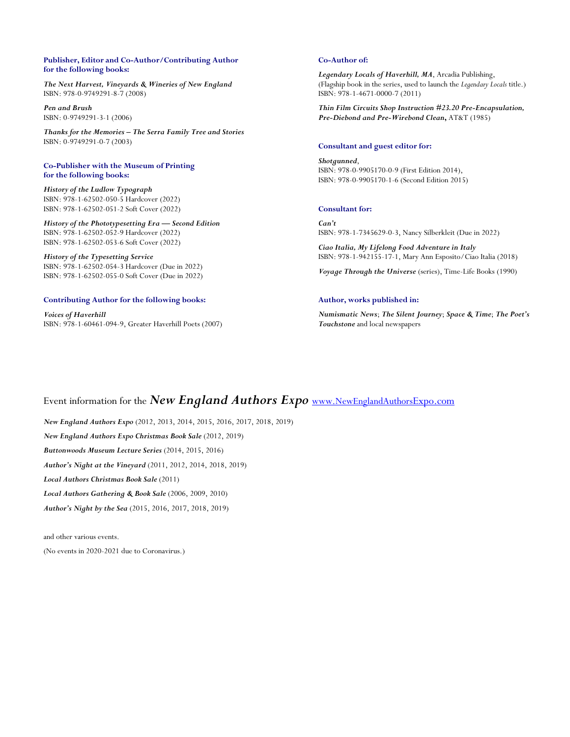**Publisher, Editor and Co-Author/Contributing Author for the following books:**

***The Next Harvest, Vineyards & Wineries of New England***
ISBN: 978-0-9749291-8-7 (2008)

***Pen and Brush***
ISBN: 0-9749291-3-1 (2006)

***Thanks for the Memories – The Serra Family Tree and Stories***
ISBN: 0-9749291-0-7 (2003)

**Co-Publisher with the Museum of Printing for the following books:**

***History of the Ludlow Typograph***
ISBN: 978-1-62502-050-5 Hardcover (2022)
ISBN: 978-1-62502-051-2 Soft Cover (2022)

***History of the Phototypesetting Era — Second Edition***
ISBN: 978-1-62502-052-9 Hardcover (2022)
ISBN: 978-1-62502-053-6 Soft Cover (2022)

***History of the Typesetting Service***
ISBN: 978-1-62502-054-3 Hardcover (Due in 2022)
ISBN: 978-1-62502-055-0 Soft Cover (Due in 2022)

**Contributing Author for the following books:**

***Voices of Haverhill***
ISBN: 978-1-60461-094-9, Greater Haverhill Poets (2007)

**Co-Author of:**

***Legendary Locals of Haverhill, MA***, Arcadia Publishing,
(Flagship book in the series, used to launch the *Legendary Locals* title.)
ISBN: 978-1-4671-0000-7 (2011)

***Thin Film Circuits Shop Instruction #23.20 Pre-Encapsulation, Pre-Diebond and Pre-Wirebond Clean*****,** AT&T (1985)

**Consultant and guest editor for:**

***Shotgunned***,
ISBN: 978-0-9905170-0-9 (First Edition 2014),
ISBN: 978-0-9905170-1-6 (Second Edition 2015)

**Consultant for:**

***Can't***
ISBN: 978-1-7345629-0-3, Nancy Silberkleit (Due in 2022)

***Ciao Italia, My Lifelong Food Adventure in Italy***
ISBN: 978-1-942155-17-1, Mary Ann Esposito/Ciao Italia (2018)

***Voyage Through the Universe*** (series), Time-Life Books (1990)

**Author, works published in:**

***Numismatic News***; ***The Silent Journey***; ***Space & Time***; ***The Poet's Touchstone*** and local newspapers

## Event information for the ***New England Authors Expo*** www.NewEnglandAuthorsExpo.com

***New England Authors Expo*** (2012, 2013, 2014, 2015, 2016, 2017, 2018, 2019)

***New England Authors Expo Christmas Book Sale*** (2012, 2019)

***Buttonwoods Museum Lecture Series*** (2014, 2015, 2016)

***Author's Night at the Vineyard*** (2011, 2012, 2014, 2018, 2019)

***Local Authors Christmas Book Sale*** (2011)

***Local Authors Gathering & Book Sale*** (2006, 2009, 2010)

***Author's Night by the Sea*** (2015, 2016, 2017, 2018, 2019)

and other various events.

(No events in 2020-2021 due to Coronavirus.)